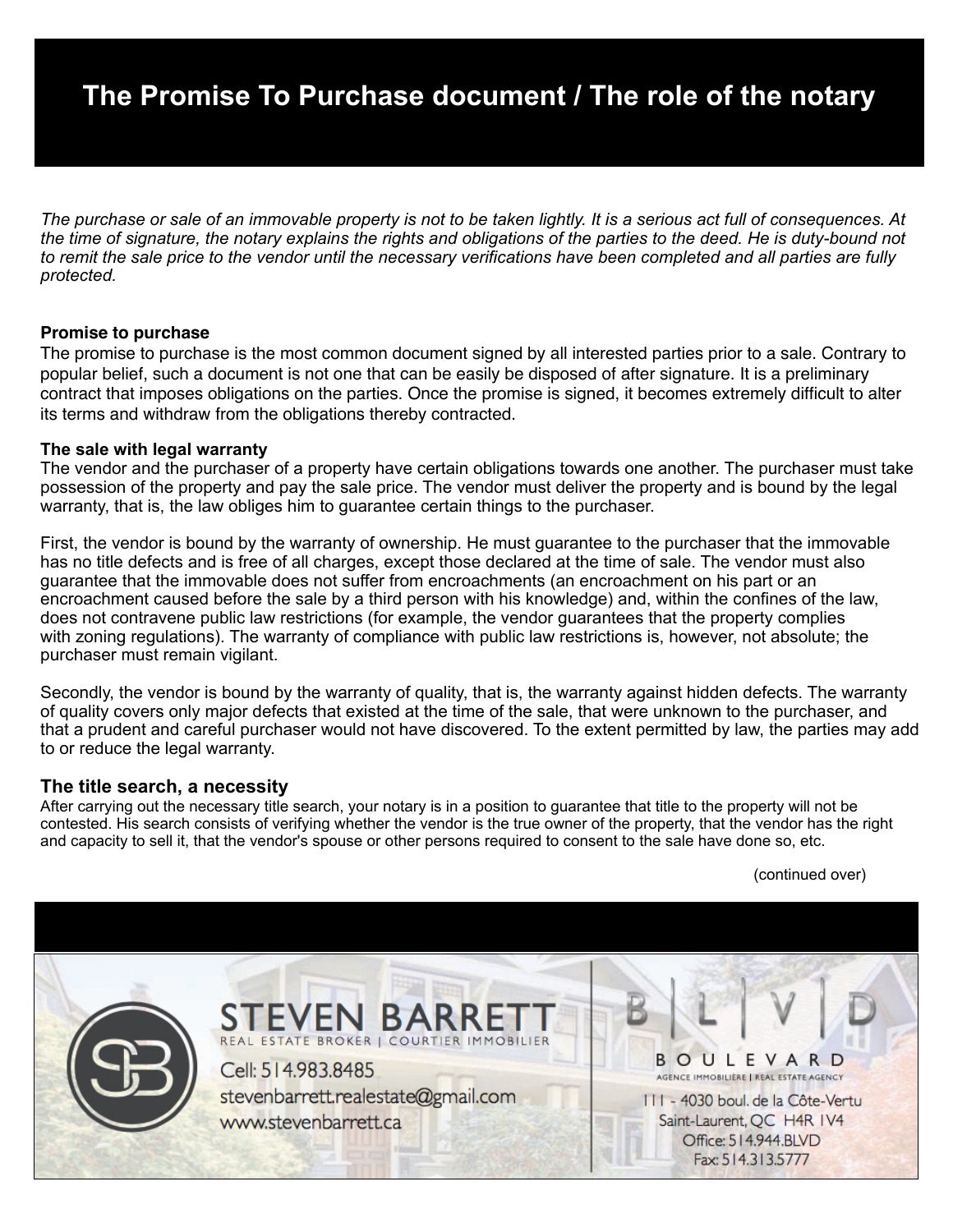# The Promise To Purchase document / The role of the notary

*The purchase or sale of an immovable property is not to be taken lightly. It is a serious act full of consequences. At the time of signature, the notary explains the rights and obligations of the parties to the deed. He is duty-bound not to remit the sale price to the vendor until the necessary verifications have been completed and all parties are fully protected.*

**Promise to purchase**

The promise to purchase is the most common document signed by all interested parties prior to a sale. Contrary to popular belief, such a document is not one that can be easily be disposed of after signature. It is a preliminary contract that imposes obligations on the parties. Once the promise is signed, it becomes extremely difficult to alter its terms and withdraw from the obligations thereby contracted.

**The sale with legal warranty**

The vendor and the purchaser of a property have certain obligations towards one another. The purchaser must take possession of the property and pay the sale price. The vendor must deliver the property and is bound by the legal warranty, that is, the law obliges him to guarantee certain things to the purchaser.

First, the vendor is bound by the warranty of ownership. He must guarantee to the purchaser that the immovable has no title defects and is free of all charges, except those declared at the time of sale. The vendor must also guarantee that the immovable does not suffer from encroachments (an encroachment on his part or an encroachment caused before the sale by a third person with his knowledge) and, within the confines of the law, does not contravene public law restrictions (for example, the vendor guarantees that the property complies with zoning regulations). The warranty of compliance with public law restrictions is, however, not absolute; the purchaser must remain vigilant.

Secondly, the vendor is bound by the warranty of quality, that is, the warranty against hidden defects. The warranty of quality covers only major defects that existed at the time of the sale, that were unknown to the purchaser, and that a prudent and careful purchaser would not have discovered. To the extent permitted by law, the parties may add to or reduce the legal warranty.

## The title search, a necessity

After carrying out the necessary title search, your notary is in a position to guarantee that title to the property will not be contested. His search consists of verifying whether the vendor is the true owner of the property, that the vendor has the right and capacity to sell it, that the vendor's spouse or other persons required to consent to the sale have done so, etc.

(continued over)

STEVEN BARRETT
REAL ESTATE BROKER | COURTIER IMMOBILIER
Cell: 514.983.8485
stevenbarrett.realestate@gmail.com
www.stevenbarrett.ca

B | L | V | D
BOULEVARD
AGENCE IMMOBILIÈRE | REAL ESTATE AGENCY
111 - 4030 boul. de la Côte-Vertu
Saint-Laurent, QC H4R 1V4
Office: 514.944.BLVD
Fax: 514.313.5777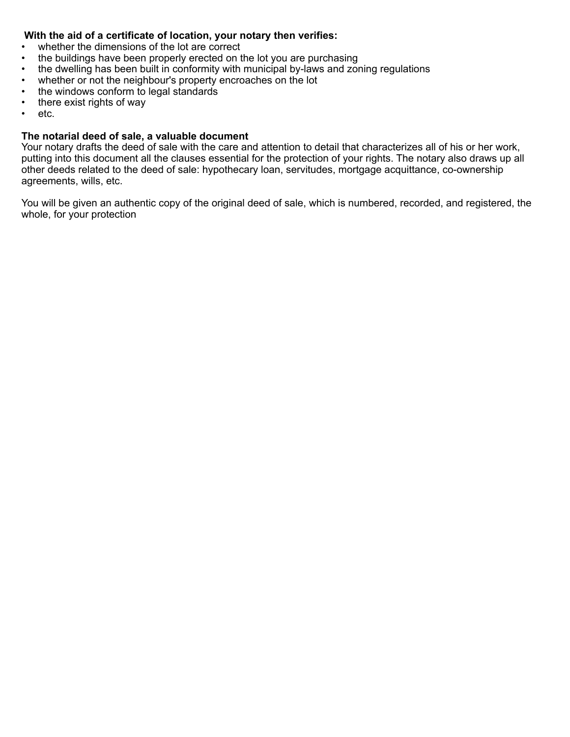**With the aid of a certificate of location, your notary then verifies:**

- whether the dimensions of the lot are correct
- the buildings have been properly erected on the lot you are purchasing
- the dwelling has been built in conformity with municipal by-laws and zoning regulations
- whether or not the neighbour's property encroaches on the lot
- the windows conform to legal standards
- there exist rights of way
- etc.

**The notarial deed of sale, a valuable document**

Your notary drafts the deed of sale with the care and attention to detail that characterizes all of his or her work, putting into this document all the clauses essential for the protection of your rights. The notary also draws up all other deeds related to the deed of sale: hypothecary loan, servitudes, mortgage acquittance, co-ownership agreements, wills, etc.

You will be given an authentic copy of the original deed of sale, which is numbered, recorded, and registered, the whole, for your protection